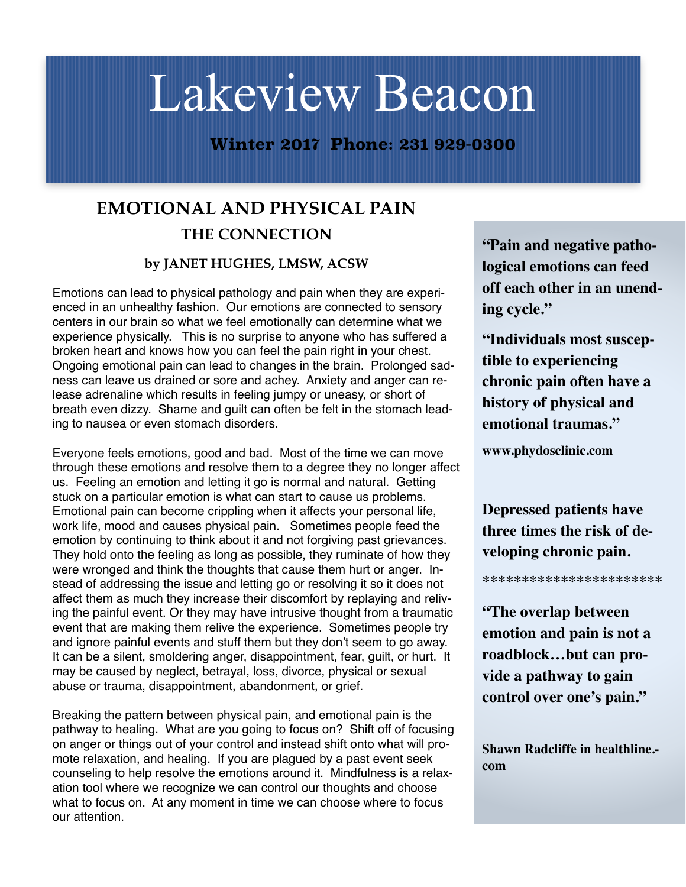# Lakeview Beacon

**Winter 2017 Phone: 231 929-0300**

## EMOTIONAL AND PHYSICAL PAIN
### THE CONNECTION

**by JANET HUGHES, LMSW, ACSW**

Emotions can lead to physical pathology and pain when they are experienced in an unhealthy fashion. Our emotions are connected to sensory centers in our brain so what we feel emotionally can determine what we experience physically. This is no surprise to anyone who has suffered a broken heart and knows how you can feel the pain right in your chest. Ongoing emotional pain can lead to changes in the brain. Prolonged sadness can leave us drained or sore and achey. Anxiety and anger can release adrenaline which results in feeling jumpy or uneasy, or short of breath even dizzy. Shame and guilt can often be felt in the stomach leading to nausea or even stomach disorders.

Everyone feels emotions, good and bad. Most of the time we can move through these emotions and resolve them to a degree they no longer affect us. Feeling an emotion and letting it go is normal and natural. Getting stuck on a particular emotion is what can start to cause us problems. Emotional pain can become crippling when it affects your personal life, work life, mood and causes physical pain. Sometimes people feed the emotion by continuing to think about it and not forgiving past grievances. They hold onto the feeling as long as possible, they ruminate of how they were wronged and think the thoughts that cause them hurt or anger. Instead of addressing the issue and letting go or resolving it so it does not affect them as much they increase their discomfort by replaying and reliving the painful event. Or they may have intrusive thought from a traumatic event that are making them relive the experience. Sometimes people try and ignore painful events and stuff them but they don't seem to go away. It can be a silent, smoldering anger, disappointment, fear, guilt, or hurt. It may be caused by neglect, betrayal, loss, divorce, physical or sexual abuse or trauma, disappointment, abandonment, or grief.

Breaking the pattern between physical pain, and emotional pain is the pathway to healing. What are you going to focus on? Shift off of focusing on anger or things out of your control and instead shift onto what will promote relaxation, and healing. If you are plagued by a past event seek counseling to help resolve the emotions around it. Mindfulness is a relaxation tool where we recognize we can control our thoughts and choose what to focus on. At any moment in time we can choose where to focus our attention.

**"Pain and negative pathological emotions can feed off each other in an unending cycle."**

**"Individuals most susceptible to experiencing chronic pain often have a history of physical and emotional traumas."**

**www.phydosclinic.com**

**Depressed patients have three times the risk of developing chronic pain.**

**\*\*\*\*\*\*\*\*\*\*\*\*\*\*\*\*\*\*\*\*\*\*\***

**"The overlap between emotion and pain is not a roadblock…but can provide a pathway to gain control over one's pain."**

**Shawn Radcliffe in healthline.com**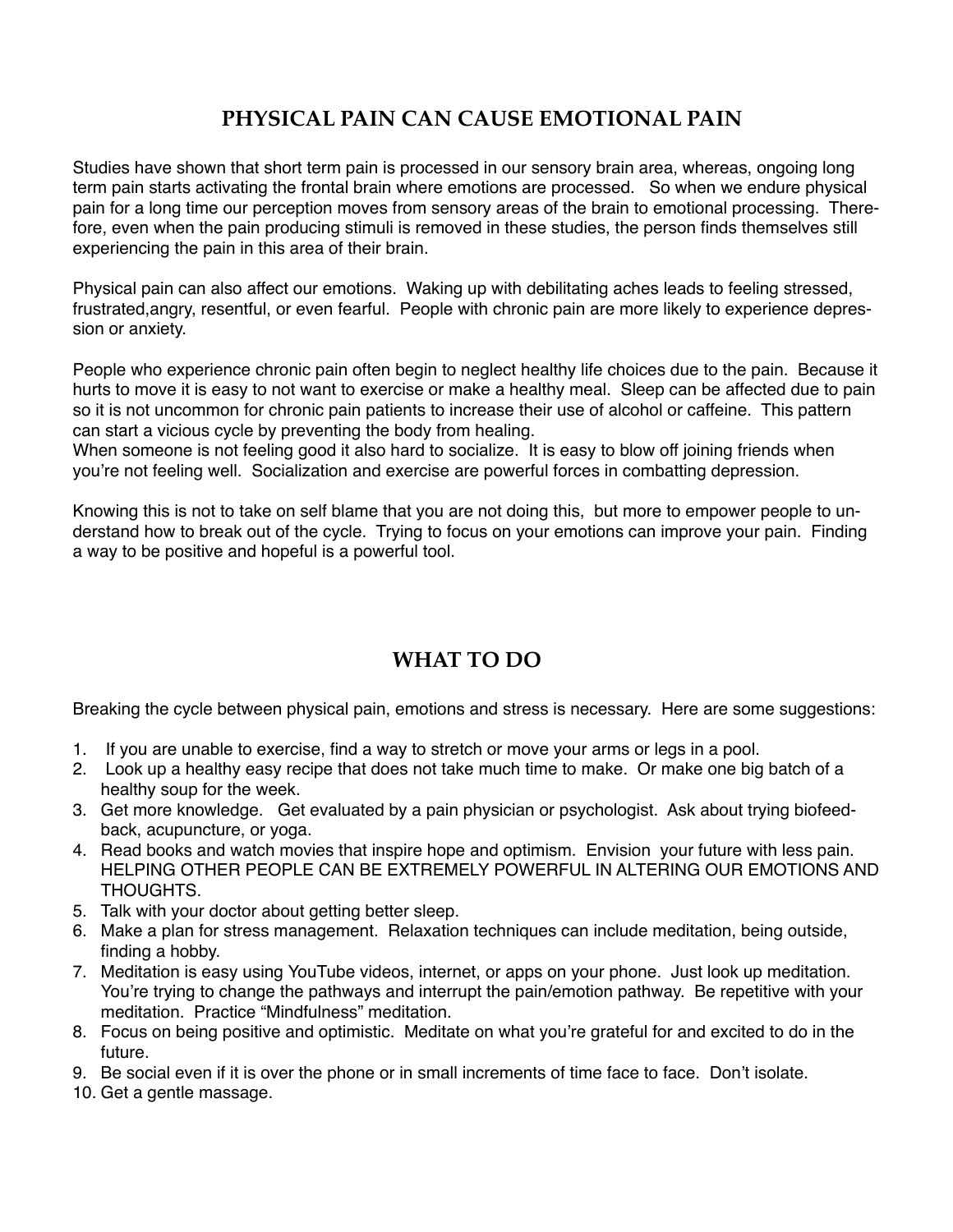## PHYSICAL PAIN CAN CAUSE EMOTIONAL PAIN

Studies have shown that short term pain is processed in our sensory brain area, whereas, ongoing long term pain starts activating the frontal brain where emotions are processed. So when we endure physical pain for a long time our perception moves from sensory areas of the brain to emotional processing. Therefore, even when the pain producing stimuli is removed in these studies, the person finds themselves still experiencing the pain in this area of their brain.

Physical pain can also affect our emotions. Waking up with debilitating aches leads to feeling stressed, frustrated,angry, resentful, or even fearful. People with chronic pain are more likely to experience depression or anxiety.

People who experience chronic pain often begin to neglect healthy life choices due to the pain. Because it hurts to move it is easy to not want to exercise or make a healthy meal. Sleep can be affected due to pain so it is not uncommon for chronic pain patients to increase their use of alcohol or caffeine. This pattern can start a vicious cycle by preventing the body from healing.
When someone is not feeling good it also hard to socialize. It is easy to blow off joining friends when you're not feeling well. Socialization and exercise are powerful forces in combatting depression.

Knowing this is not to take on self blame that you are not doing this, but more to empower people to understand how to break out of the cycle. Trying to focus on your emotions can improve your pain. Finding a way to be positive and hopeful is a powerful tool.

## WHAT TO DO

Breaking the cycle between physical pain, emotions and stress is necessary. Here are some suggestions:

1. If you are unable to exercise, find a way to stretch or move your arms or legs in a pool.
2. Look up a healthy easy recipe that does not take much time to make. Or make one big batch of a healthy soup for the week.
3. Get more knowledge. Get evaluated by a pain physician or psychologist. Ask about trying biofeedback, acupuncture, or yoga.
4. Read books and watch movies that inspire hope and optimism. Envision your future with less pain. HELPING OTHER PEOPLE CAN BE EXTREMELY POWERFUL IN ALTERING OUR EMOTIONS AND THOUGHTS.
5. Talk with your doctor about getting better sleep.
6. Make a plan for stress management. Relaxation techniques can include meditation, being outside, finding a hobby.
7. Meditation is easy using YouTube videos, internet, or apps on your phone. Just look up meditation. You're trying to change the pathways and interrupt the pain/emotion pathway. Be repetitive with your meditation. Practice "Mindfulness" meditation.
8. Focus on being positive and optimistic. Meditate on what you're grateful for and excited to do in the future.
9. Be social even if it is over the phone or in small increments of time face to face. Don't isolate.
10. Get a gentle massage.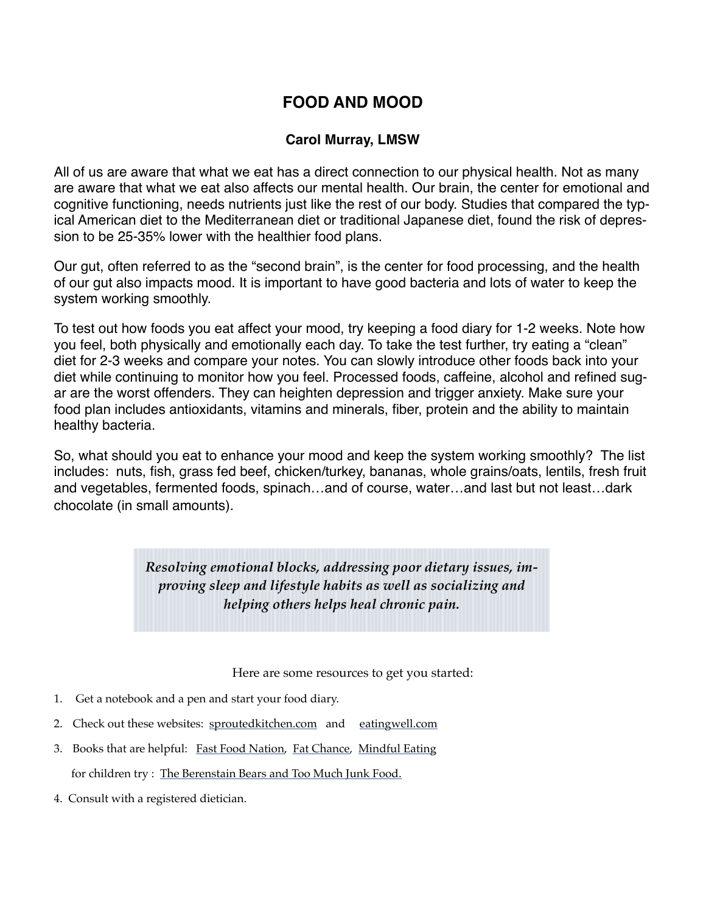# FOOD AND MOOD

**Carol Murray, LMSW**

All of us are aware that what we eat has a direct connection to our physical health. Not as many are aware that what we eat also affects our mental health. Our brain, the center for emotional and cognitive functioning, needs nutrients just like the rest of our body. Studies that compared the typical American diet to the Mediterranean diet or traditional Japanese diet, found the risk of depression to be 25-35% lower with the healthier food plans.

Our gut, often referred to as the "second brain", is the center for food processing, and the health of our gut also impacts mood. It is important to have good bacteria and lots of water to keep the system working smoothly.

To test out how foods you eat affect your mood, try keeping a food diary for 1-2 weeks. Note how you feel, both physically and emotionally each day. To take the test further, try eating a "clean" diet for 2-3 weeks and compare your notes. You can slowly introduce other foods back into your diet while continuing to monitor how you feel. Processed foods, caffeine, alcohol and refined sugar are the worst offenders. They can heighten depression and trigger anxiety. Make sure your food plan includes antioxidants, vitamins and minerals, fiber, protein and the ability to maintain healthy bacteria.

So, what should you eat to enhance your mood and keep the system working smoothly? The list includes: nuts, fish, grass fed beef, chicken/turkey, bananas, whole grains/oats, lentils, fresh fruit and vegetables, fermented foods, spinach…and of course, water…and last but not least…dark chocolate (in small amounts).

> ***Resolving emotional blocks, addressing poor dietary issues, improving sleep and lifestyle habits as well as socializing and helping others helps heal chronic pain.***

Here are some resources to get you started:

1. Get a notebook and a pen and start your food diary.
2. Check out these websites: sproutedkitchen.com and eatingwell.com
3. Books that are helpful: Fast Food Nation, Fat Chance, Mindful Eating

   for children try : The Berenstain Bears and Too Much Junk Food.
4. Consult with a registered dietician.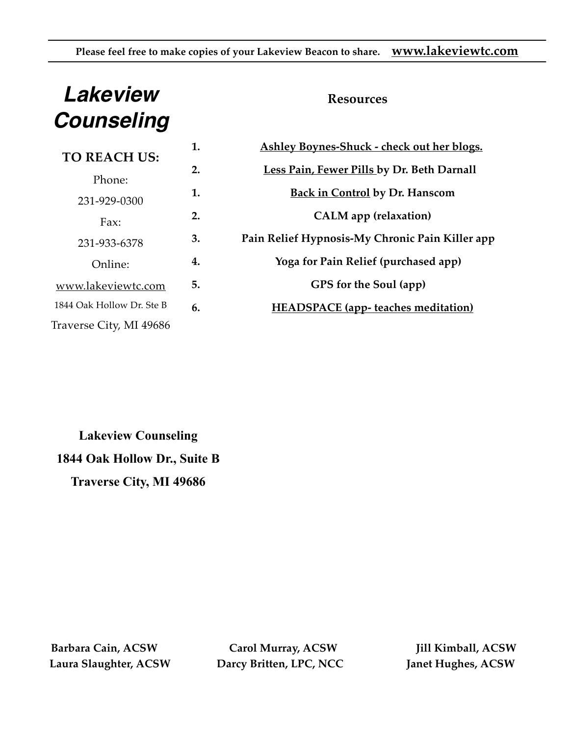Please feel free to make copies of your Lakeview Beacon to share. www.lakeviewtc.com

# Lakeview Counseling

**TO REACH US:**

Phone:

231-929-0300

Fax:

231-933-6378

Online:

www.lakeviewtc.com

1844 Oak Hollow Dr. Ste B

Traverse City, MI 49686

## Resources

1. **Ashley Boynes-Shuck - check out her blogs.**
2. **Less Pain, Fewer Pills by Dr. Beth Darnall**

1. **Back in Control by Dr. Hanscom**
2. **CALM app (relaxation)**
3. **Pain Relief Hypnosis-My Chronic Pain Killer app**
4. **Yoga for Pain Relief (purchased app)**
5. **GPS for the Soul (app)**
6. **HEADSPACE (app- teaches meditation)**

**Lakeview Counseling**
**1844 Oak Hollow Dr., Suite B**
**Traverse City, MI 49686**

**Barbara Cain, ACSW** | **Carol Murray, ACSW** | **Jill Kimball, ACSW**
**Laura Slaughter, ACSW** | **Darcy Britten, LPC, NCC** | **Janet Hughes, ACSW**